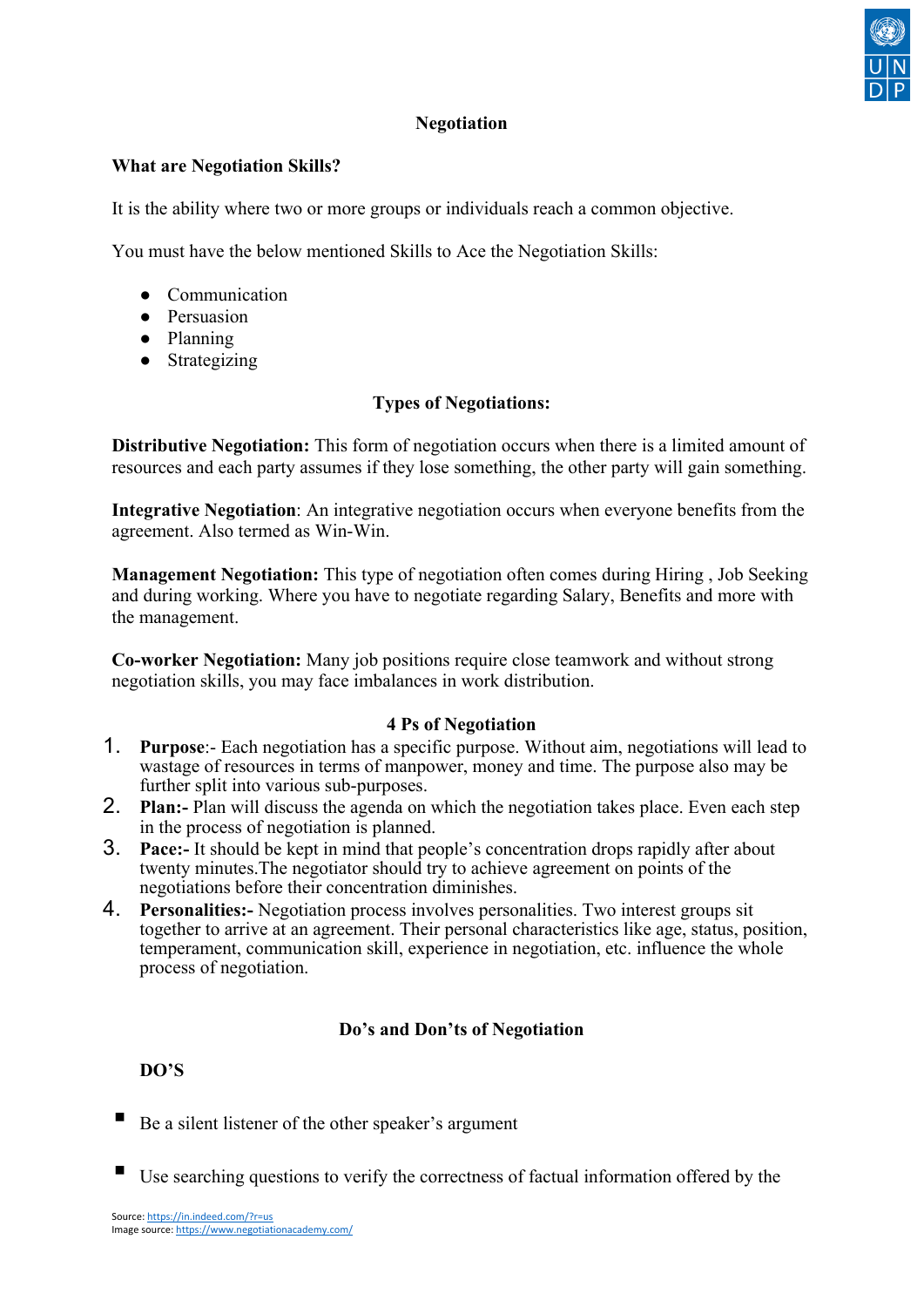# Negotiation

## What are Negotiation Skills?

It is the ability where two or more groups or individuals reach a common objective.

You must have the below mentioned Skills to Ace the Negotiation Skills:

- Communication
- Persuasion
- Planning
- Strategizing

## Types of Negotiations:

**Distributive Negotiation:** This form of negotiation occurs when there is a limited amount of resources and each party assumes if they lose something, the other party will gain something.

**Integrative Negotiation**: An integrative negotiation occurs when everyone benefits from the agreement. Also termed as Win-Win.

**Management Negotiation:** This type of negotiation often comes during Hiring , Job Seeking and during working. Where you have to negotiate regarding Salary, Benefits and more with the management.

**Co-worker Negotiation:** Many job positions require close teamwork and without strong negotiation skills, you may face imbalances in work distribution.

## 4 Ps of Negotiation

1. **Purpose**:- Each negotiation has a specific purpose. Without aim, negotiations will lead to wastage of resources in terms of manpower, money and time. The purpose also may be further split into various sub-purposes.
2. **Plan:-** Plan will discuss the agenda on which the negotiation takes place. Even each step in the process of negotiation is planned.
3. **Pace:-** It should be kept in mind that people's concentration drops rapidly after about twenty minutes.The negotiator should try to achieve agreement on points of the negotiations before their concentration diminishes.
4. **Personalities:-** Negotiation process involves personalities. Two interest groups sit together to arrive at an agreement. Their personal characteristics like age, status, position, temperament, communication skill, experience in negotiation, etc. influence the whole process of negotiation.

## Do's and Don'ts of Negotiation

### DO'S

- Be a silent listener of the other speaker's argument
- Use searching questions to verify the correctness of factual information offered by the

Source: https://in.indeed.com/?r=us
Image source: https://www.negotiationacademy.com/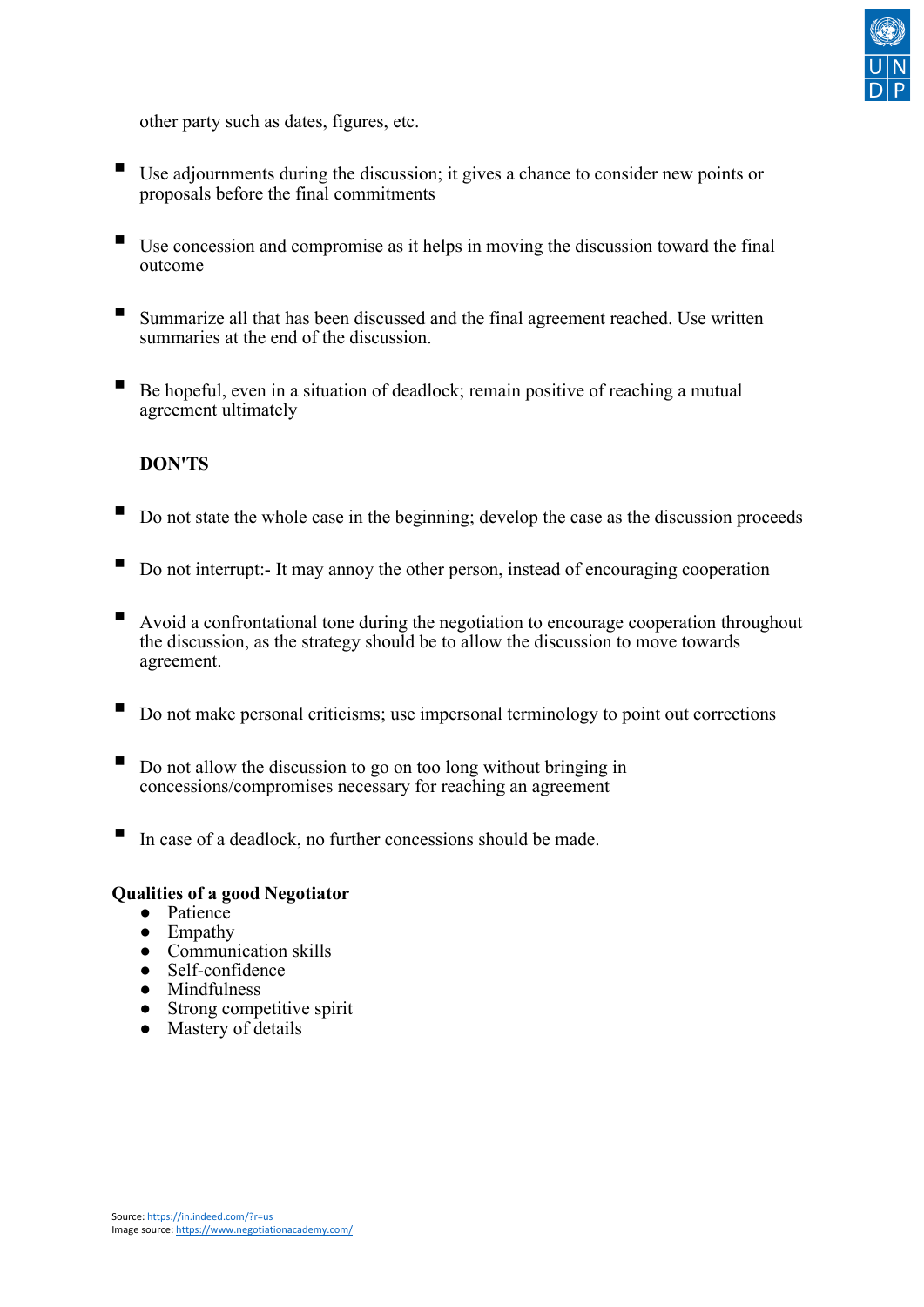other party such as dates, figures, etc.

- Use adjournments during the discussion; it gives a chance to consider new points or proposals before the final commitments

- Use concession and compromise as it helps in moving the discussion toward the final outcome

- Summarize all that has been discussed and the final agreement reached. Use written summaries at the end of the discussion.

- Be hopeful, even in a situation of deadlock; remain positive of reaching a mutual agreement ultimately

**DON'TS**

- Do not state the whole case in the beginning; develop the case as the discussion proceeds

- Do not interrupt:- It may annoy the other person, instead of encouraging cooperation

- Avoid a confrontational tone during the negotiation to encourage cooperation throughout the discussion, as the strategy should be to allow the discussion to move towards agreement.

- Do not make personal criticisms; use impersonal terminology to point out corrections

- Do not allow the discussion to go on too long without bringing in concessions/compromises necessary for reaching an agreement

- In case of a deadlock, no further concessions should be made.

**Qualities of a good Negotiator**

- Patience
- Empathy
- Communication skills
- Self-confidence
- Mindfulness
- Strong competitive spirit
- Mastery of details

Source: https://in.indeed.com/?r=us
Image source: https://www.negotiationacademy.com/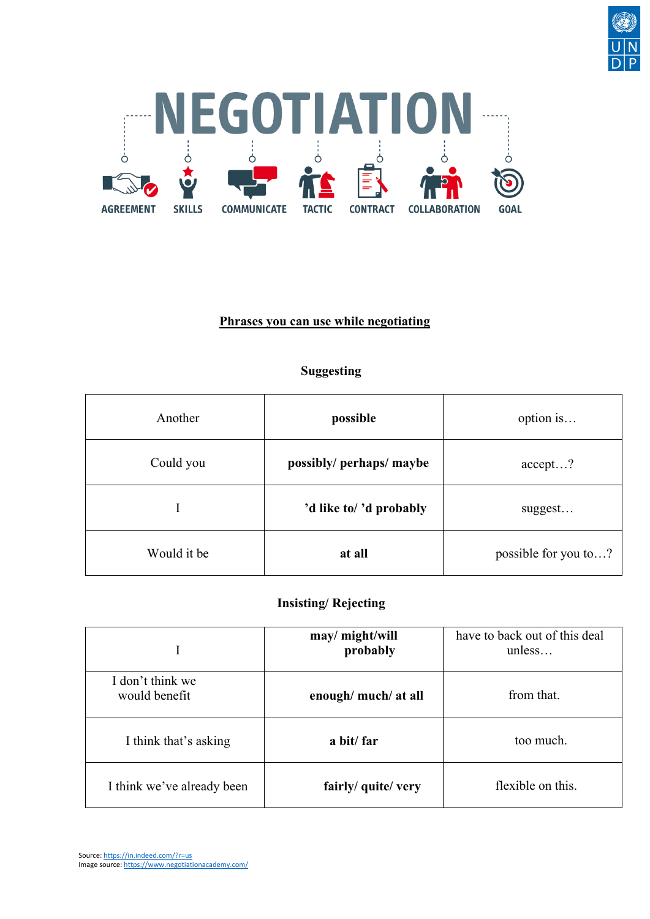# NEGOTIATION

AGREEMENT SKILLS COMMUNICATE TACTIC CONTRACT COLLABORATION GOAL

## Phrases you can use while negotiating

### Suggesting

| | | |
|---|---|---|
| Another | **possible** | option is… |
| Could you | **possibly/ perhaps/ maybe** | accept…? |
| I | **'d like to/ 'd probably** | suggest… |
| Would it be | **at all** | possible for you to…? |

### Insisting/ Rejecting

| | | |
|---|---|---|
| I | **may/ might/will probably** | have to back out of this deal unless… |
| I don't think we would benefit | **enough/ much/ at all** | from that. |
| I think that's asking | **a bit/ far** | too much. |
| I think we've already been | **fairly/ quite/ very** | flexible on this. |

Source: https://in.indeed.com/?r=us
Image source: https://www.negotiationacademy.com/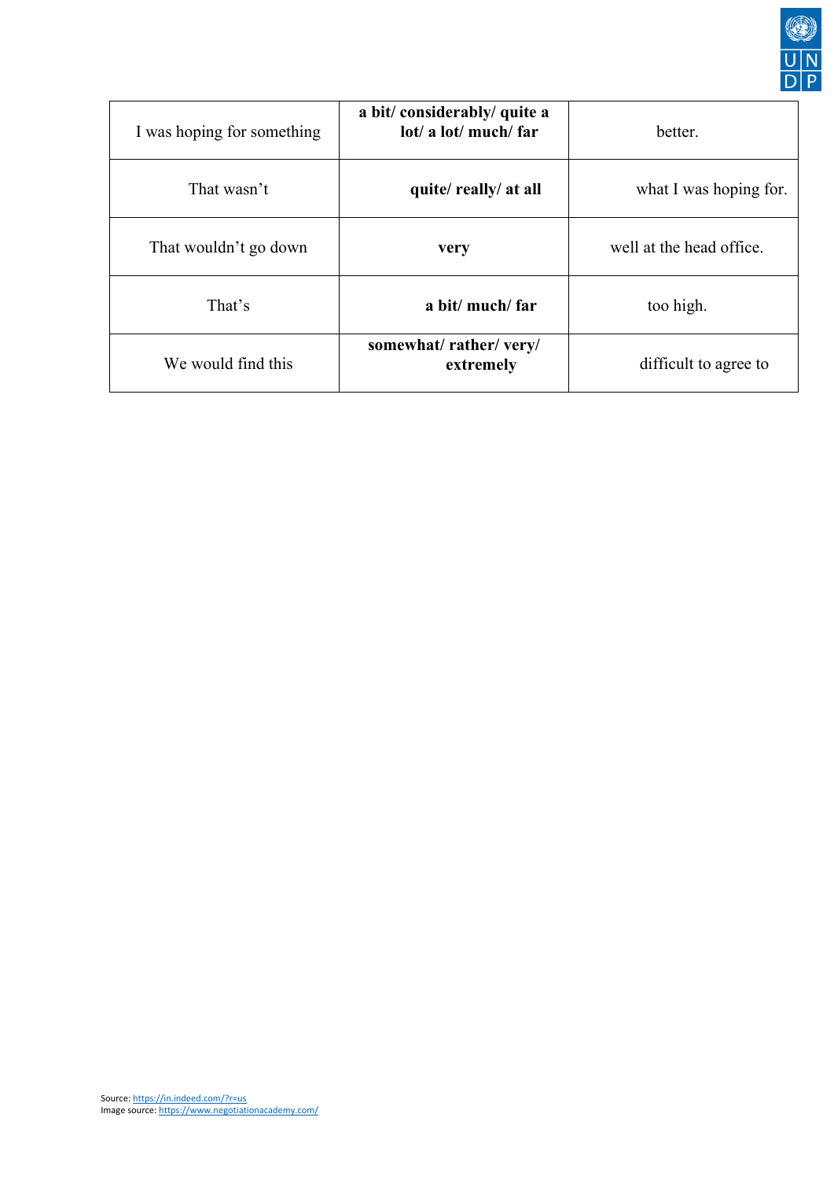| I was hoping for something | **a bit/ considerably/ quite a lot/ a lot/ much/ far** | better. |
|---|---|---|
| That wasn't | **quite/ really/ at all** | what I was hoping for. |
| That wouldn't go down | **very** | well at the head office. |
| That's | **a bit/ much/ far** | too high. |
| We would find this | **somewhat/ rather/ very/ extremely** | difficult to agree to |

Source: https://in.indeed.com/?r=us
Image source: https://www.negotiationacademy.com/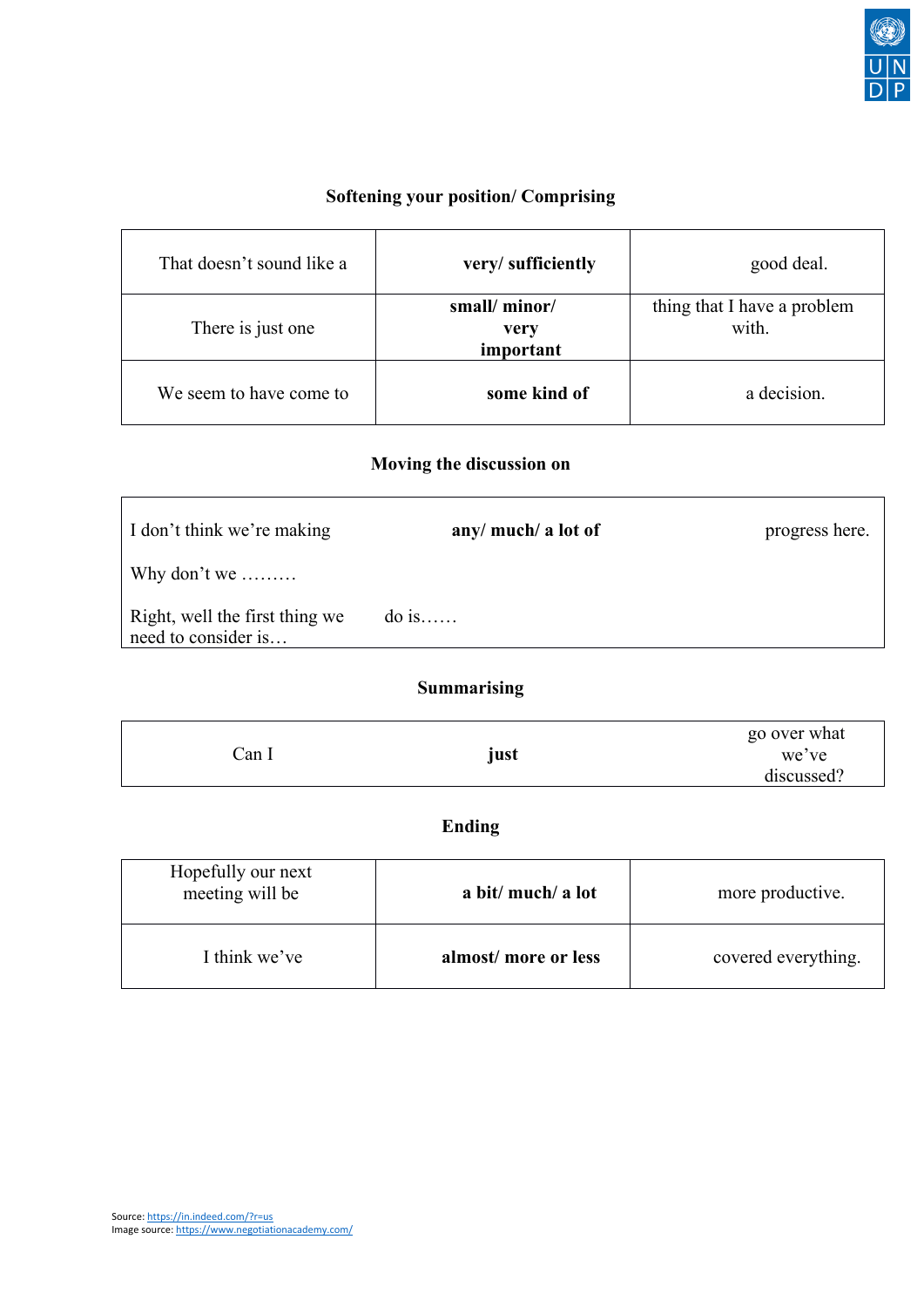### Softening your position/ Comprising

| | | |
|---|---|---|
| That doesn't sound like a | **very/ sufficiently** | good deal. |
| There is just one | **small/ minor/ very important** | thing that I have a problem with. |
| We seem to have come to | **some kind of** | a decision. |

### Moving the discussion on

| | | |
|---|---|---|
| I don't think we're making | **any/ much/ a lot of** | progress here. |
| Why don't we ……… | | |
| Right, well the first thing we need to consider is… | do is…… | |

### Summarising

| | | |
|---|---|---|
| Can I | **just** | go over what we've discussed? |

### Ending

| | | |
|---|---|---|
| Hopefully our next meeting will be | **a bit/ much/ a lot** | more productive. |
| I think we've | **almost/ more or less** | covered everything. |

Source: https://in.indeed.com/?r=us
Image source: https://www.negotiationacademy.com/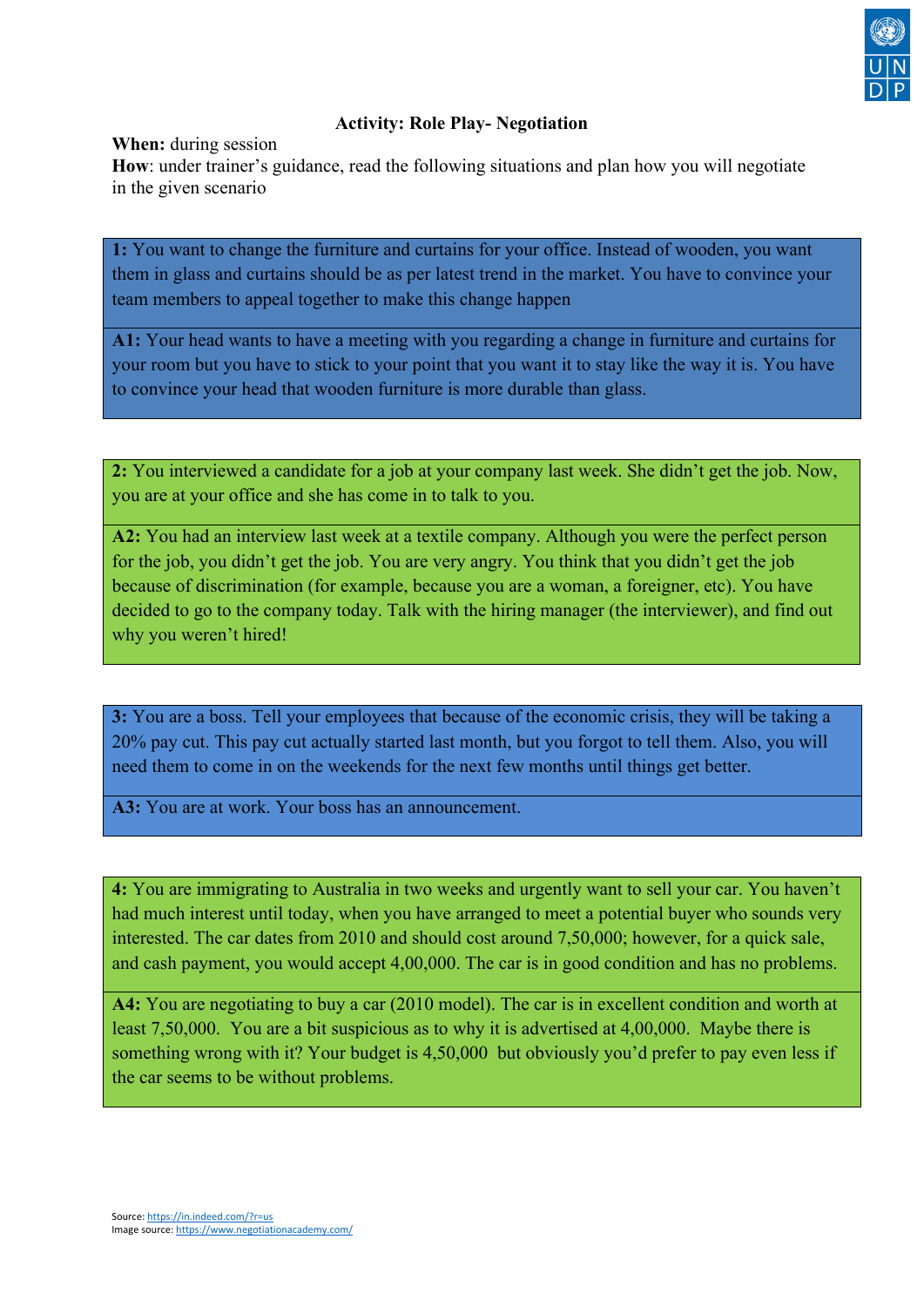## Activity: Role Play- Negotiation

**When:** during session
**How**: under trainer's guidance, read the following situations and plan how you will negotiate in the given scenario

**1:** You want to change the furniture and curtains for your office. Instead of wooden, you want them in glass and curtains should be as per latest trend in the market. You have to convince your team members to appeal together to make this change happen

**A1:** Your head wants to have a meeting with you regarding a change in furniture and curtains for your room but you have to stick to your point that you want it to stay like the way it is. You have to convince your head that wooden furniture is more durable than glass.

**2:** You interviewed a candidate for a job at your company last week. She didn't get the job. Now, you are at your office and she has come in to talk to you.

**A2:** You had an interview last week at a textile company. Although you were the perfect person for the job, you didn't get the job. You are very angry. You think that you didn't get the job because of discrimination (for example, because you are a woman, a foreigner, etc). You have decided to go to the company today. Talk with the hiring manager (the interviewer), and find out why you weren't hired!

**3:** You are a boss. Tell your employees that because of the economic crisis, they will be taking a 20% pay cut. This pay cut actually started last month, but you forgot to tell them. Also, you will need them to come in on the weekends for the next few months until things get better.

**A3:** You are at work. Your boss has an announcement.

**4:** You are immigrating to Australia in two weeks and urgently want to sell your car. You haven't had much interest until today, when you have arranged to meet a potential buyer who sounds very interested. The car dates from 2010 and should cost around 7,50,000; however, for a quick sale, and cash payment, you would accept 4,00,000. The car is in good condition and has no problems.

**A4:** You are negotiating to buy a car (2010 model). The car is in excellent condition and worth at least 7,50,000. You are a bit suspicious as to why it is advertised at 4,00,000. Maybe there is something wrong with it? Your budget is 4,50,000 but obviously you'd prefer to pay even less if the car seems to be without problems.

Source: https://in.indeed.com/?r=us
Image source: https://www.negotiationacademy.com/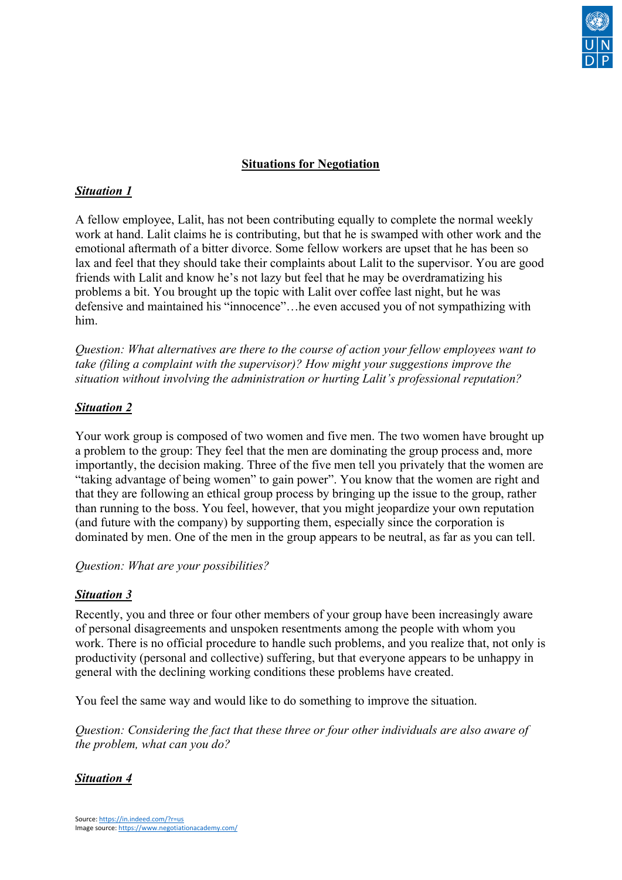## Situations for Negotiation

### ***Situation 1***

A fellow employee, Lalit, has not been contributing equally to complete the normal weekly work at hand. Lalit claims he is contributing, but that he is swamped with other work and the emotional aftermath of a bitter divorce. Some fellow workers are upset that he has been so lax and feel that they should take their complaints about Lalit to the supervisor. You are good friends with Lalit and know he's not lazy but feel that he may be overdramatizing his problems a bit. You brought up the topic with Lalit over coffee last night, but he was defensive and maintained his "innocence"…he even accused you of not sympathizing with him.

*Question: What alternatives are there to the course of action your fellow employees want to take (filing a complaint with the supervisor)? How might your suggestions improve the situation without involving the administration or hurting Lalit's professional reputation?*

### ***Situation 2***

Your work group is composed of two women and five men. The two women have brought up a problem to the group: They feel that the men are dominating the group process and, more importantly, the decision making. Three of the five men tell you privately that the women are "taking advantage of being women" to gain power". You know that the women are right and that they are following an ethical group process by bringing up the issue to the group, rather than running to the boss. You feel, however, that you might jeopardize your own reputation (and future with the company) by supporting them, especially since the corporation is dominated by men. One of the men in the group appears to be neutral, as far as you can tell.

*Question: What are your possibilities?*

### ***Situation 3***

Recently, you and three or four other members of your group have been increasingly aware of personal disagreements and unspoken resentments among the people with whom you work. There is no official procedure to handle such problems, and you realize that, not only is productivity (personal and collective) suffering, but that everyone appears to be unhappy in general with the declining working conditions these problems have created.

You feel the same way and would like to do something to improve the situation.

*Question: Considering the fact that these three or four other individuals are also aware of the problem, what can you do?*

### ***Situation 4***

Source: https://in.indeed.com/?r=us
Image source: https://www.negotiationacademy.com/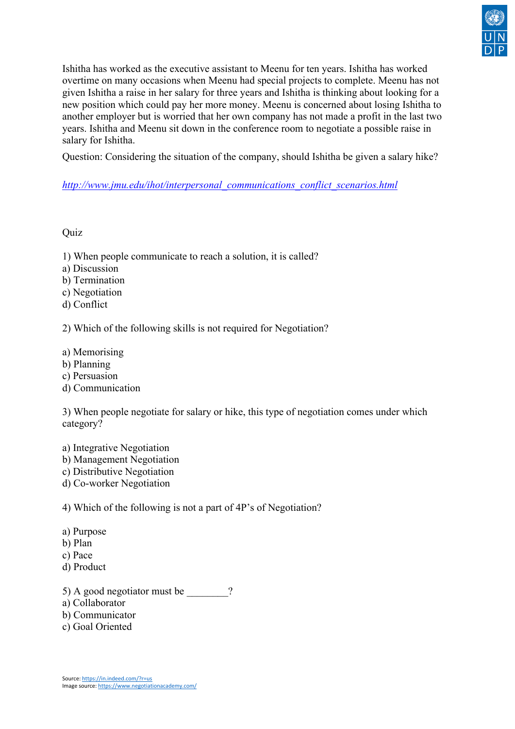Ishitha has worked as the executive assistant to Meenu for ten years. Ishitha has worked overtime on many occasions when Meenu had special projects to complete. Meenu has not given Ishitha a raise in her salary for three years and Ishitha is thinking about looking for a new position which could pay her more money. Meenu is concerned about losing Ishitha to another employer but is worried that her own company has not made a profit in the last two years. Ishitha and Meenu sit down in the conference room to negotiate a possible raise in salary for Ishitha.

Question: Considering the situation of the company, should Ishitha be given a salary hike?

*http://www.jmu.edu/ihot/interpersonal_communications_conflict_scenarios.html*

Quiz

1) When people communicate to reach a solution, it is called?
a) Discussion
b) Termination
c) Negotiation
d) Conflict

2) Which of the following skills is not required for Negotiation?

a) Memorising
b) Planning
c) Persuasion
d) Communication

3) When people negotiate for salary or hike, this type of negotiation comes under which category?

a) Integrative Negotiation
b) Management Negotiation
c) Distributive Negotiation
d) Co-worker Negotiation

4) Which of the following is not a part of 4P's of Negotiation?

a) Purpose
b) Plan
c) Pace
d) Product

5) A good negotiator must be ________?
a) Collaborator
b) Communicator
c) Goal Oriented

Source: https://in.indeed.com/?r=us
Image source: https://www.negotiationacademy.com/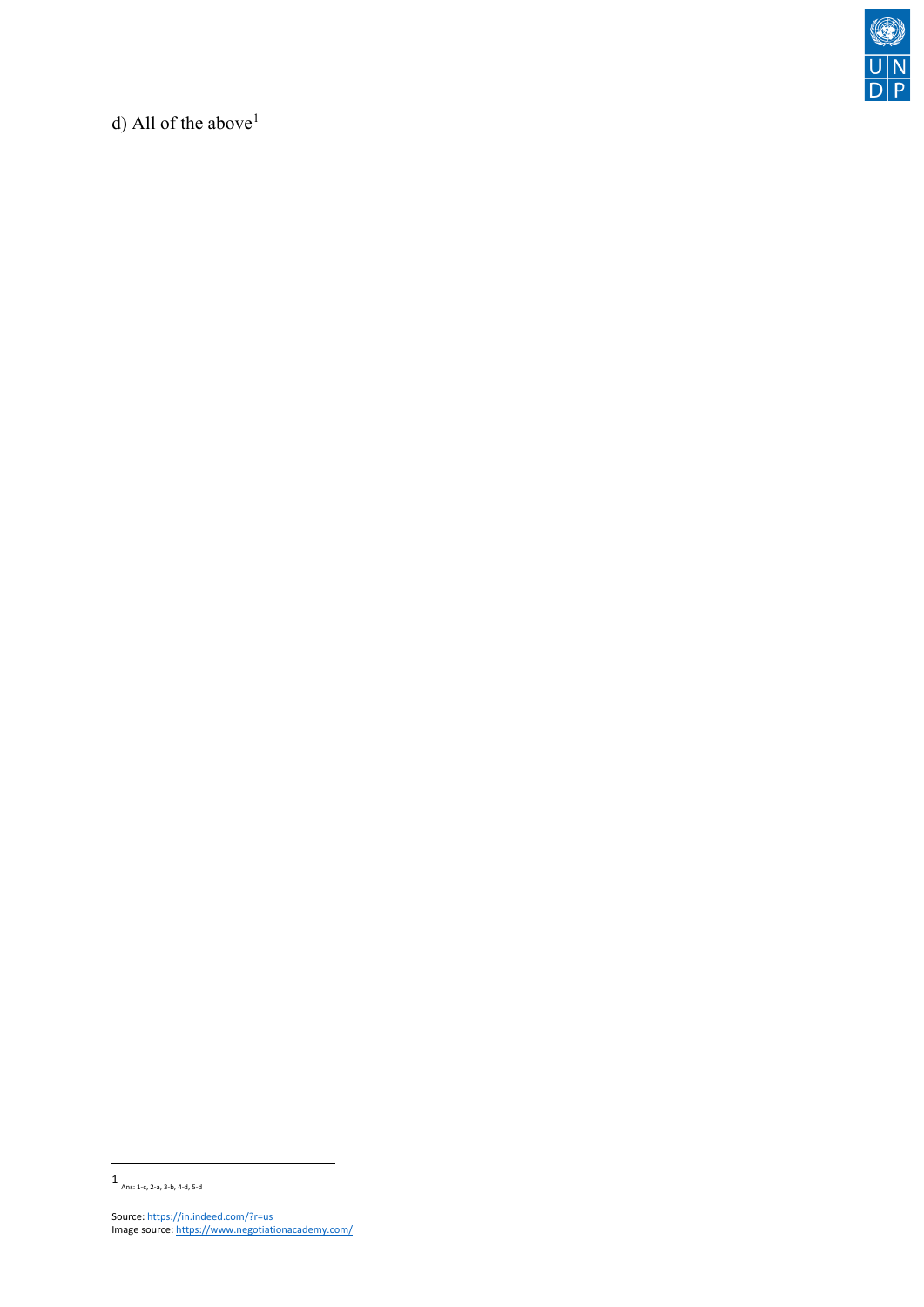d) All of the above[1]

[1] Ans: 1-c, 2-a, 3-b, 4-d, 5-d

Source: https://in.indeed.com/?r=us
Image source: https://www.negotiationacademy.com/